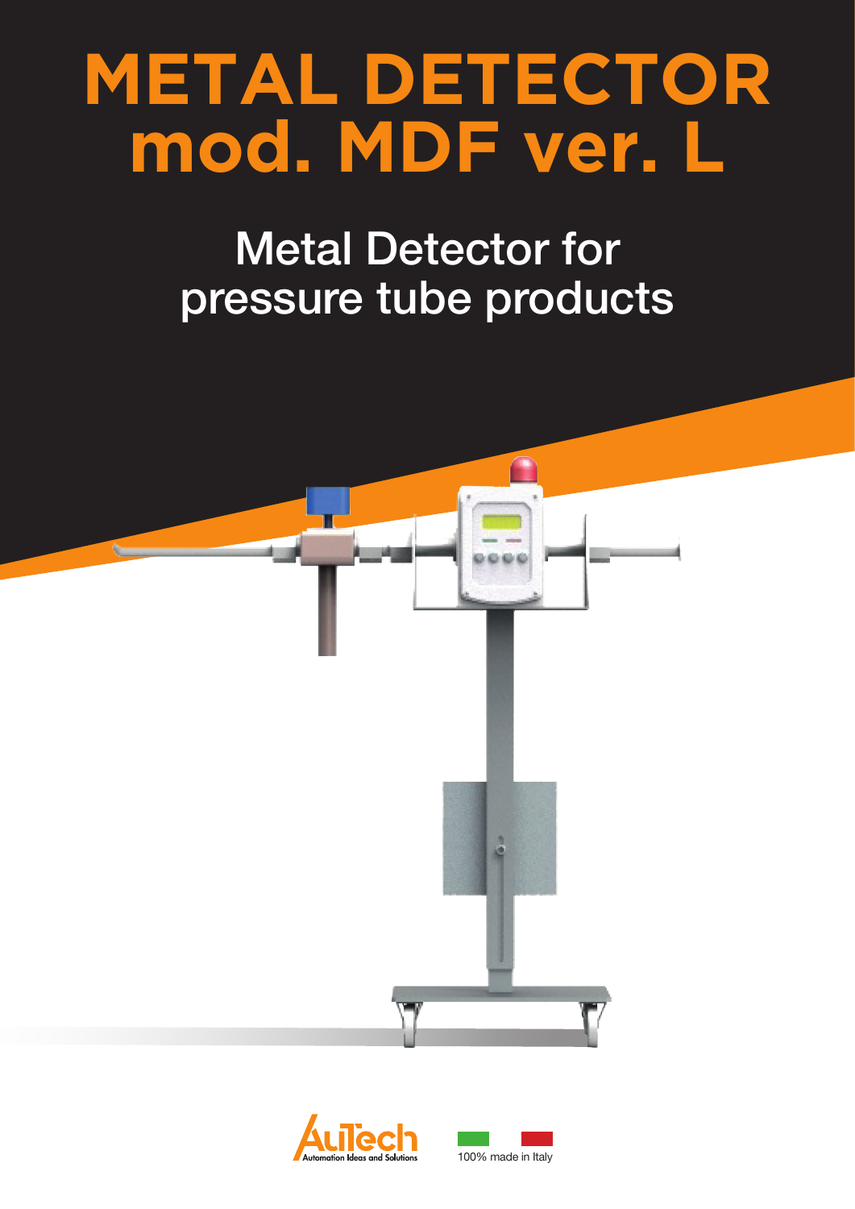# METAL DETECTOR mod. MDF ver. L

## Metal Detector for pressure tube products

AuTech Automation Ideas and Solutions

100% made in Italy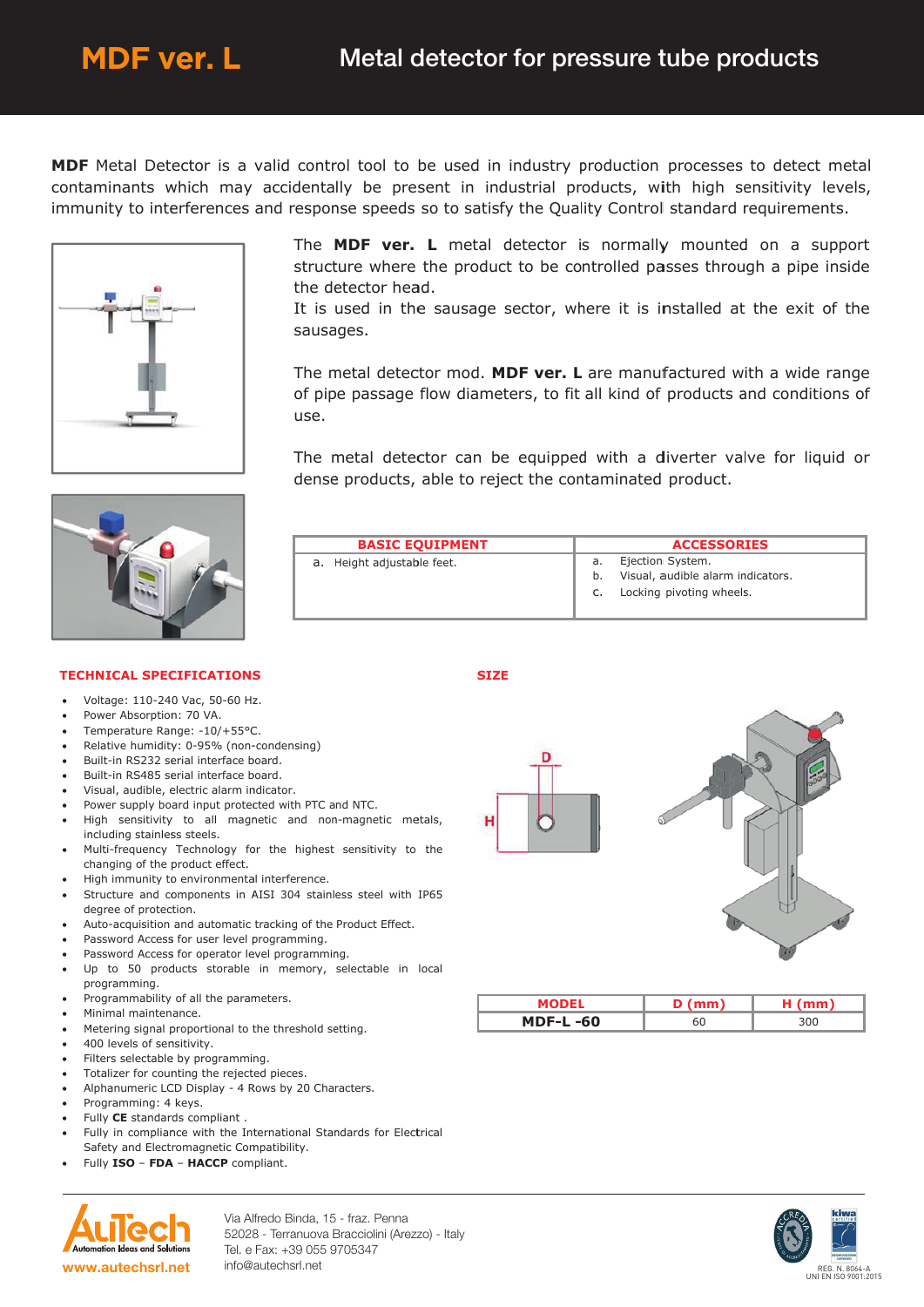# MDF ver. L

## Metal detector for pressure tube products

**MDF** Metal Detector is a valid control tool to be used in industry production processes to detect metal contaminants which may accidentally be present in industrial products, with high sensitivity levels, immunity to interferences and response speeds so to satisfy the Quality Control standard requirements.

The **MDF ver. L** metal detector is normally mounted on a support structure where the product to be controlled passes through a pipe inside the detector head.
It is used in the sausage sector, where it is installed at the exit of the sausages.

The metal detector mod. **MDF ver. L** are manufactured with a wide range of pipe passage flow diameters, to fit all kind of products and conditions of use.

The metal detector can be equipped with a diverter valve for liquid or dense products, able to reject the contaminated product.

| BASIC EQUIPMENT | ACCESSORIES |
|---|---|
| a. Height adjustable feet. | a. Ejection System.<br>b. Visual, audible alarm indicators.<br>c. Locking pivoting wheels. |

### TECHNICAL SPECIFICATIONS

- Voltage: 110-240 Vac, 50-60 Hz.
- Power Absorption: 70 VA.
- Temperature Range: -10/+55°C.
- Relative humidity: 0-95% (non-condensing)
- Built-in RS232 serial interface board.
- Built-in RS485 serial interface board.
- Visual, audible, electric alarm indicator.
- Power supply board input protected with PTC and NTC.
- High sensitivity to all magnetic and non-magnetic metals, including stainless steels.
- Multi-frequency Technology for the highest sensitivity to the changing of the product effect.
- High immunity to environmental interference.
- Structure and components in AISI 304 stainless steel with IP65 degree of protection.
- Auto-acquisition and automatic tracking of the Product Effect.
- Password Access for user level programming.
- Password Access for operator level programming.
- Up to 50 products storable in memory, selectable in local programming.
- Programmability of all the parameters.
- Minimal maintenance.
- Metering signal proportional to the threshold setting.
- 400 levels of sensitivity.
- Filters selectable by programming.
- Totalizer for counting the rejected pieces.
- Alphanumeric LCD Display - 4 Rows by 20 Characters.
- Programming: 4 keys.
- Fully **CE** standards compliant .
- Fully in compliance with the International Standards for Electrical Safety and Electromagnetic Compatibility.
- Fully **ISO** – **FDA** – **HACCP** compliant.

### SIZE

D

H

| MODEL | D (mm) | H (mm) |
|---|---|---|
| **MDF-L -60** | 60 | 300 |

AuTech Automation Ideas and Solutions
www.autechsrl.net

Via Alfredo Binda, 15 - fraz. Penna
52028 - Terranuova Bracciolini (Arezzo) - Italy
Tel. e Fax: +39 055 9705347
info@autechsrl.net

REG. N. 8064-A
UNI EN ISO 9001:2015